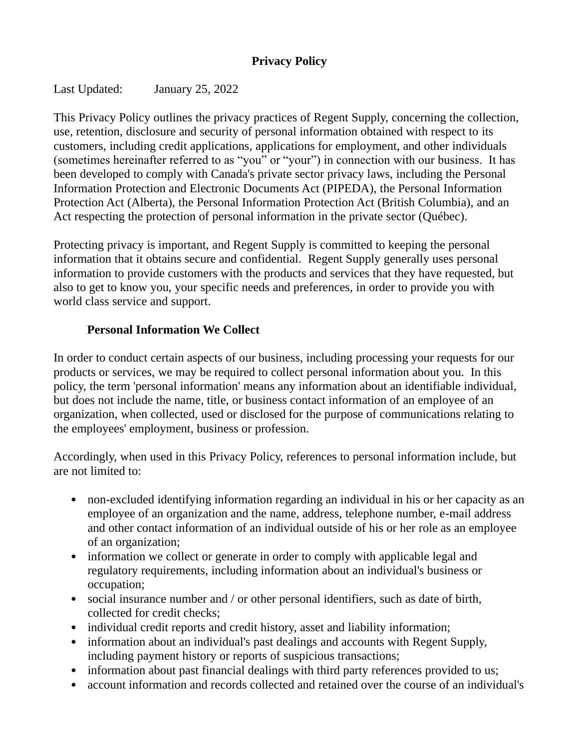# Privacy Policy

Last Updated: January 25, 2022

This Privacy Policy outlines the privacy practices of Regent Supply, concerning the collection, use, retention, disclosure and security of personal information obtained with respect to its customers, including credit applications, applications for employment, and other individuals (sometimes hereinafter referred to as "you" or "your") in connection with our business. It has been developed to comply with Canada's private sector privacy laws, including the Personal Information Protection and Electronic Documents Act (PIPEDA), the Personal Information Protection Act (Alberta), the Personal Information Protection Act (British Columbia), and an Act respecting the protection of personal information in the private sector (Québec).

Protecting privacy is important, and Regent Supply is committed to keeping the personal information that it obtains secure and confidential. Regent Supply generally uses personal information to provide customers with the products and services that they have requested, but also to get to know you, your specific needs and preferences, in order to provide you with world class service and support.

## Personal Information We Collect

In order to conduct certain aspects of our business, including processing your requests for our products or services, we may be required to collect personal information about you. In this policy, the term 'personal information' means any information about an identifiable individual, but does not include the name, title, or business contact information of an employee of an organization, when collected, used or disclosed for the purpose of communications relating to the employees' employment, business or profession.

Accordingly, when used in this Privacy Policy, references to personal information include, but are not limited to:

- non-excluded identifying information regarding an individual in his or her capacity as an employee of an organization and the name, address, telephone number, e-mail address and other contact information of an individual outside of his or her role as an employee of an organization;
- information we collect or generate in order to comply with applicable legal and regulatory requirements, including information about an individual's business or occupation;
- social insurance number and / or other personal identifiers, such as date of birth, collected for credit checks;
- individual credit reports and credit history, asset and liability information;
- information about an individual's past dealings and accounts with Regent Supply, including payment history or reports of suspicious transactions;
- information about past financial dealings with third party references provided to us;
- account information and records collected and retained over the course of an individual's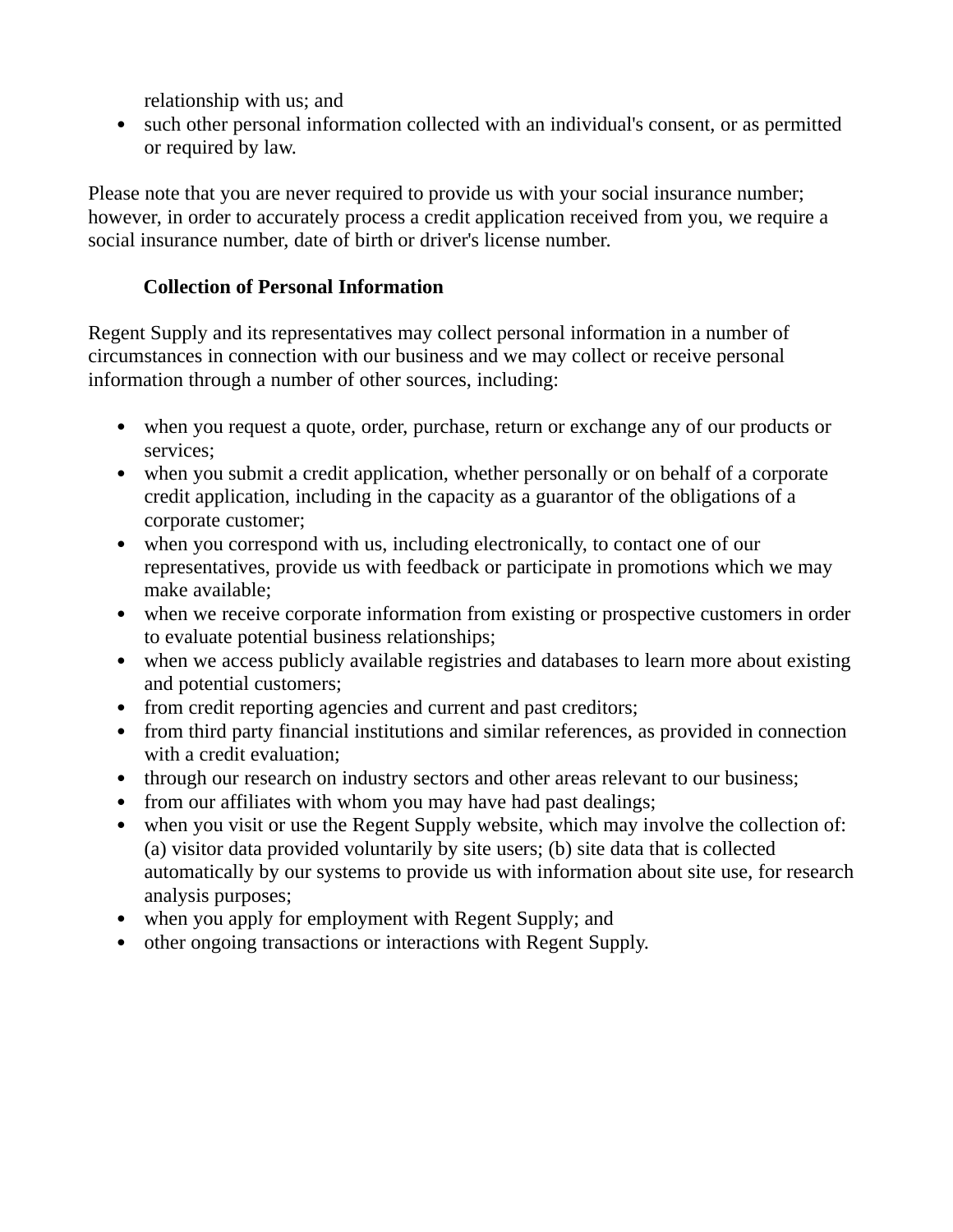relationship with us; and

- such other personal information collected with an individual's consent, or as permitted or required by law.

Please note that you are never required to provide us with your social insurance number; however, in order to accurately process a credit application received from you, we require a social insurance number, date of birth or driver's license number.

## Collection of Personal Information

Regent Supply and its representatives may collect personal information in a number of circumstances in connection with our business and we may collect or receive personal information through a number of other sources, including:

- when you request a quote, order, purchase, return or exchange any of our products or services;
- when you submit a credit application, whether personally or on behalf of a corporate credit application, including in the capacity as a guarantor of the obligations of a corporate customer;
- when you correspond with us, including electronically, to contact one of our representatives, provide us with feedback or participate in promotions which we may make available;
- when we receive corporate information from existing or prospective customers in order to evaluate potential business relationships;
- when we access publicly available registries and databases to learn more about existing and potential customers;
- from credit reporting agencies and current and past creditors;
- from third party financial institutions and similar references, as provided in connection with a credit evaluation;
- through our research on industry sectors and other areas relevant to our business;
- from our affiliates with whom you may have had past dealings;
- when you visit or use the Regent Supply website, which may involve the collection of: (a) visitor data provided voluntarily by site users; (b) site data that is collected automatically by our systems to provide us with information about site use, for research analysis purposes;
- when you apply for employment with Regent Supply; and
- other ongoing transactions or interactions with Regent Supply.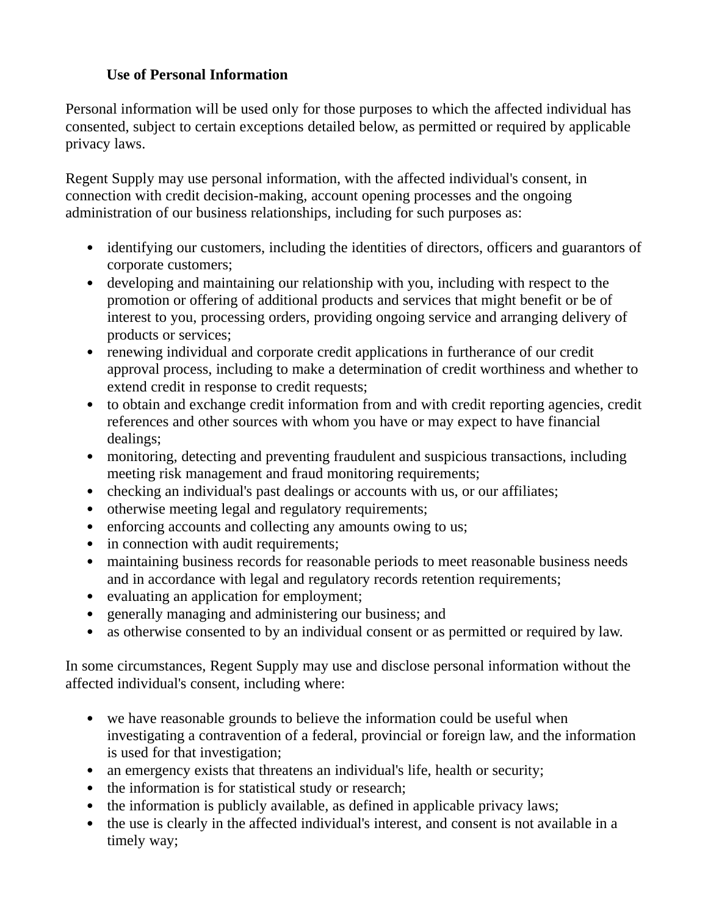### Use of Personal Information

Personal information will be used only for those purposes to which the affected individual has consented, subject to certain exceptions detailed below, as permitted or required by applicable privacy laws.

Regent Supply may use personal information, with the affected individual's consent, in connection with credit decision-making, account opening processes and the ongoing administration of our business relationships, including for such purposes as:

- identifying our customers, including the identities of directors, officers and guarantors of corporate customers;
- developing and maintaining our relationship with you, including with respect to the promotion or offering of additional products and services that might benefit or be of interest to you, processing orders, providing ongoing service and arranging delivery of products or services;
- renewing individual and corporate credit applications in furtherance of our credit approval process, including to make a determination of credit worthiness and whether to extend credit in response to credit requests;
- to obtain and exchange credit information from and with credit reporting agencies, credit references and other sources with whom you have or may expect to have financial dealings;
- monitoring, detecting and preventing fraudulent and suspicious transactions, including meeting risk management and fraud monitoring requirements;
- checking an individual's past dealings or accounts with us, or our affiliates;
- otherwise meeting legal and regulatory requirements;
- enforcing accounts and collecting any amounts owing to us;
- in connection with audit requirements;
- maintaining business records for reasonable periods to meet reasonable business needs and in accordance with legal and regulatory records retention requirements;
- evaluating an application for employment;
- generally managing and administering our business; and
- as otherwise consented to by an individual consent or as permitted or required by law.

In some circumstances, Regent Supply may use and disclose personal information without the affected individual's consent, including where:

- we have reasonable grounds to believe the information could be useful when investigating a contravention of a federal, provincial or foreign law, and the information is used for that investigation;
- an emergency exists that threatens an individual's life, health or security;
- the information is for statistical study or research;
- the information is publicly available, as defined in applicable privacy laws;
- the use is clearly in the affected individual's interest, and consent is not available in a timely way;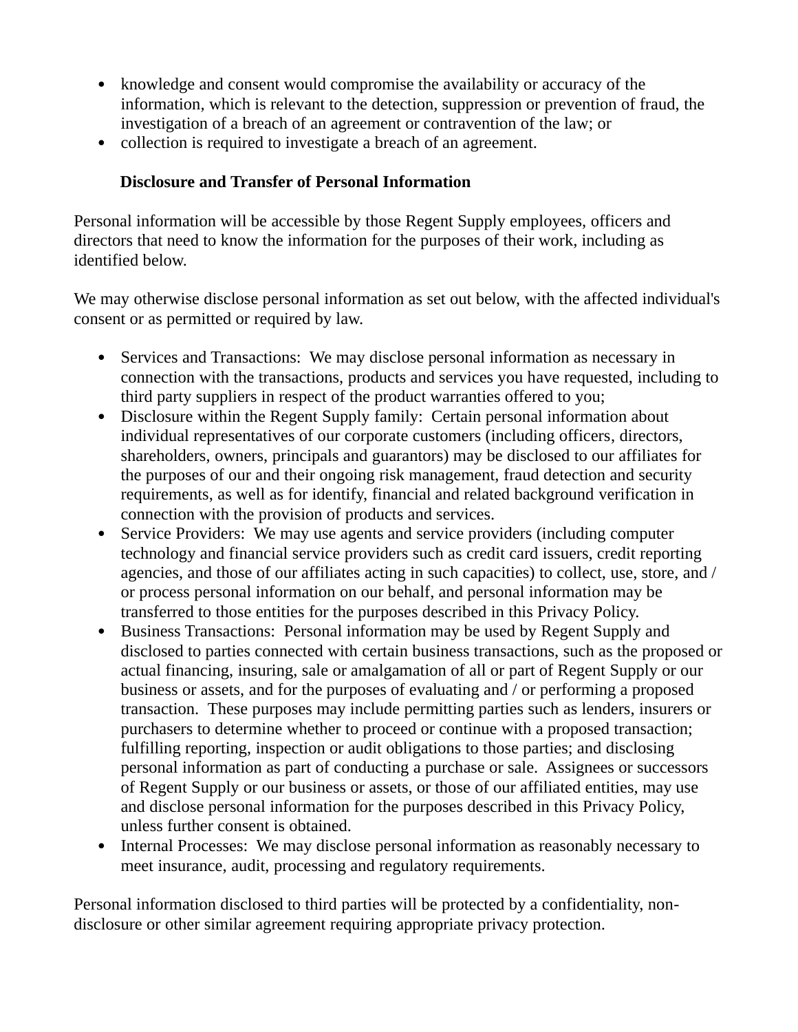- knowledge and consent would compromise the availability or accuracy of the information, which is relevant to the detection, suppression or prevention of fraud, the investigation of a breach of an agreement or contravention of the law; or
- collection is required to investigate a breach of an agreement.

**Disclosure and Transfer of Personal Information**

Personal information will be accessible by those Regent Supply employees, officers and directors that need to know the information for the purposes of their work, including as identified below.

We may otherwise disclose personal information as set out below, with the affected individual's consent or as permitted or required by law.

- Services and Transactions: We may disclose personal information as necessary in connection with the transactions, products and services you have requested, including to third party suppliers in respect of the product warranties offered to you;
- Disclosure within the Regent Supply family: Certain personal information about individual representatives of our corporate customers (including officers, directors, shareholders, owners, principals and guarantors) may be disclosed to our affiliates for the purposes of our and their ongoing risk management, fraud detection and security requirements, as well as for identify, financial and related background verification in connection with the provision of products and services.
- Service Providers: We may use agents and service providers (including computer technology and financial service providers such as credit card issuers, credit reporting agencies, and those of our affiliates acting in such capacities) to collect, use, store, and / or process personal information on our behalf, and personal information may be transferred to those entities for the purposes described in this Privacy Policy.
- Business Transactions: Personal information may be used by Regent Supply and disclosed to parties connected with certain business transactions, such as the proposed or actual financing, insuring, sale or amalgamation of all or part of Regent Supply or our business or assets, and for the purposes of evaluating and / or performing a proposed transaction. These purposes may include permitting parties such as lenders, insurers or purchasers to determine whether to proceed or continue with a proposed transaction; fulfilling reporting, inspection or audit obligations to those parties; and disclosing personal information as part of conducting a purchase or sale. Assignees or successors of Regent Supply or our business or assets, or those of our affiliated entities, may use and disclose personal information for the purposes described in this Privacy Policy, unless further consent is obtained.
- Internal Processes: We may disclose personal information as reasonably necessary to meet insurance, audit, processing and regulatory requirements.

Personal information disclosed to third parties will be protected by a confidentiality, non-disclosure or other similar agreement requiring appropriate privacy protection.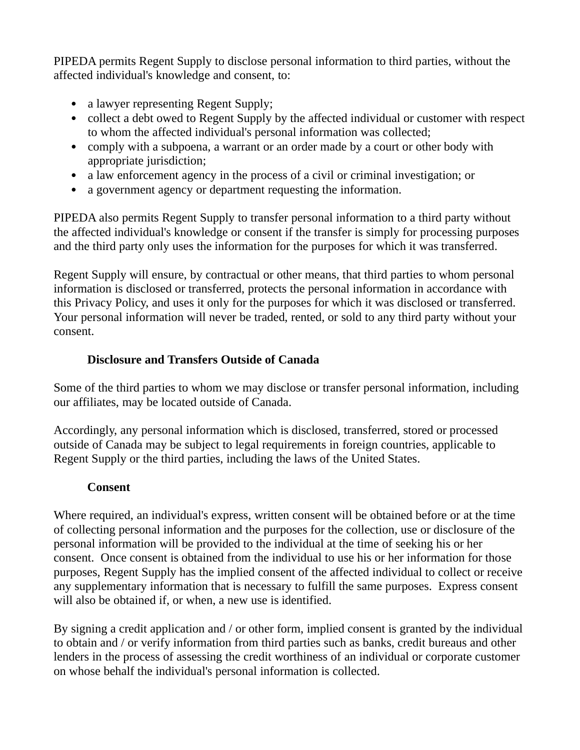PIPEDA permits Regent Supply to disclose personal information to third parties, without the affected individual's knowledge and consent, to:

- a lawyer representing Regent Supply;
- collect a debt owed to Regent Supply by the affected individual or customer with respect to whom the affected individual's personal information was collected;
- comply with a subpoena, a warrant or an order made by a court or other body with appropriate jurisdiction;
- a law enforcement agency in the process of a civil or criminal investigation; or
- a government agency or department requesting the information.

PIPEDA also permits Regent Supply to transfer personal information to a third party without the affected individual's knowledge or consent if the transfer is simply for processing purposes and the third party only uses the information for the purposes for which it was transferred.

Regent Supply will ensure, by contractual or other means, that third parties to whom personal information is disclosed or transferred, protects the personal information in accordance with this Privacy Policy, and uses it only for the purposes for which it was disclosed or transferred. Your personal information will never be traded, rented, or sold to any third party without your consent.

### Disclosure and Transfers Outside of Canada

Some of the third parties to whom we may disclose or transfer personal information, including our affiliates, may be located outside of Canada.

Accordingly, any personal information which is disclosed, transferred, stored or processed outside of Canada may be subject to legal requirements in foreign countries, applicable to Regent Supply or the third parties, including the laws of the United States.

### Consent

Where required, an individual's express, written consent will be obtained before or at the time of collecting personal information and the purposes for the collection, use or disclosure of the personal information will be provided to the individual at the time of seeking his or her consent. Once consent is obtained from the individual to use his or her information for those purposes, Regent Supply has the implied consent of the affected individual to collect or receive any supplementary information that is necessary to fulfill the same purposes. Express consent will also be obtained if, or when, a new use is identified.

By signing a credit application and / or other form, implied consent is granted by the individual to obtain and / or verify information from third parties such as banks, credit bureaus and other lenders in the process of assessing the credit worthiness of an individual or corporate customer on whose behalf the individual's personal information is collected.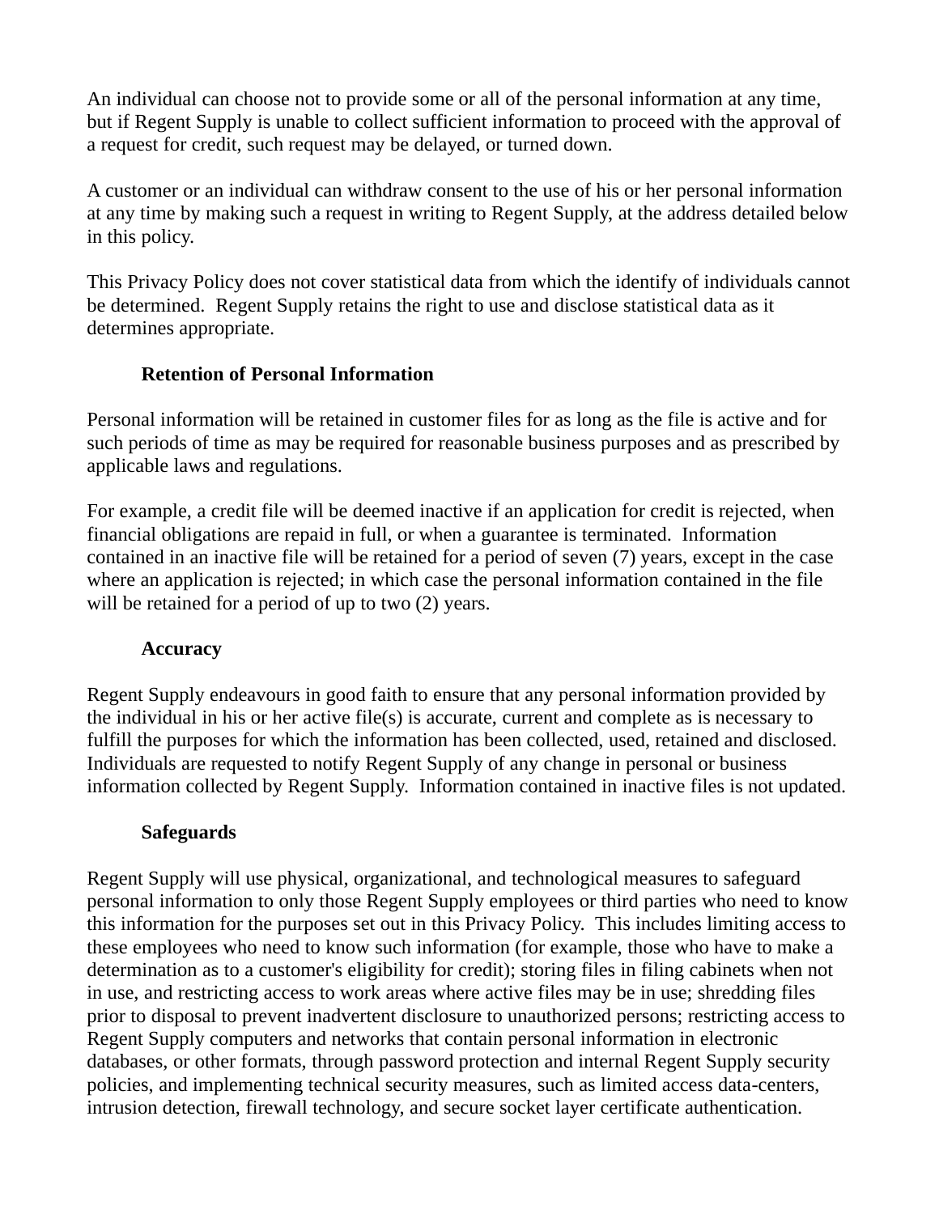An individual can choose not to provide some or all of the personal information at any time, but if Regent Supply is unable to collect sufficient information to proceed with the approval of a request for credit, such request may be delayed, or turned down.

A customer or an individual can withdraw consent to the use of his or her personal information at any time by making such a request in writing to Regent Supply, at the address detailed below in this policy.

This Privacy Policy does not cover statistical data from which the identify of individuals cannot be determined.  Regent Supply retains the right to use and disclose statistical data as it determines appropriate.

**Retention of Personal Information**

Personal information will be retained in customer files for as long as the file is active and for such periods of time as may be required for reasonable business purposes and as prescribed by applicable laws and regulations.

For example, a credit file will be deemed inactive if an application for credit is rejected, when financial obligations are repaid in full, or when a guarantee is terminated.  Information contained in an inactive file will be retained for a period of seven (7) years, except in the case where an application is rejected; in which case the personal information contained in the file will be retained for a period of up to two (2) years.

**Accuracy**

Regent Supply endeavours in good faith to ensure that any personal information provided by the individual in his or her active file(s) is accurate, current and complete as is necessary to fulfill the purposes for which the information has been collected, used, retained and disclosed. Individuals are requested to notify Regent Supply of any change in personal or business information collected by Regent Supply.  Information contained in inactive files is not updated.

**Safeguards**

Regent Supply will use physical, organizational, and technological measures to safeguard personal information to only those Regent Supply employees or third parties who need to know this information for the purposes set out in this Privacy Policy.  This includes limiting access to these employees who need to know such information (for example, those who have to make a determination as to a customer's eligibility for credit); storing files in filing cabinets when not in use, and restricting access to work areas where active files may be in use; shredding files prior to disposal to prevent inadvertent disclosure to unauthorized persons; restricting access to Regent Supply computers and networks that contain personal information in electronic databases, or other formats, through password protection and internal Regent Supply security policies, and implementing technical security measures, such as limited access data-centers, intrusion detection, firewall technology, and secure socket layer certificate authentication.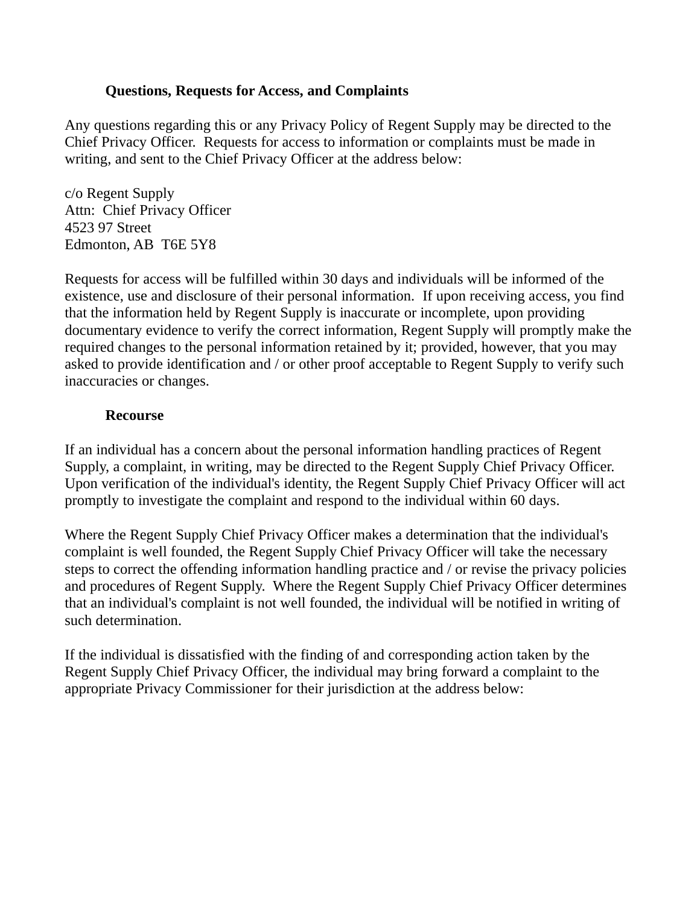### Questions, Requests for Access, and Complaints

Any questions regarding this or any Privacy Policy of Regent Supply may be directed to the Chief Privacy Officer. Requests for access to information or complaints must be made in writing, and sent to the Chief Privacy Officer at the address below:

c/o Regent Supply
Attn: Chief Privacy Officer
4523 97 Street
Edmonton, AB T6E 5Y8

Requests for access will be fulfilled within 30 days and individuals will be informed of the existence, use and disclosure of their personal information. If upon receiving access, you find that the information held by Regent Supply is inaccurate or incomplete, upon providing documentary evidence to verify the correct information, Regent Supply will promptly make the required changes to the personal information retained by it; provided, however, that you may asked to provide identification and / or other proof acceptable to Regent Supply to verify such inaccuracies or changes.

### Recourse

If an individual has a concern about the personal information handling practices of Regent Supply, a complaint, in writing, may be directed to the Regent Supply Chief Privacy Officer. Upon verification of the individual's identity, the Regent Supply Chief Privacy Officer will act promptly to investigate the complaint and respond to the individual within 60 days.

Where the Regent Supply Chief Privacy Officer makes a determination that the individual's complaint is well founded, the Regent Supply Chief Privacy Officer will take the necessary steps to correct the offending information handling practice and / or revise the privacy policies and procedures of Regent Supply. Where the Regent Supply Chief Privacy Officer determines that an individual's complaint is not well founded, the individual will be notified in writing of such determination.

If the individual is dissatisfied with the finding of and corresponding action taken by the Regent Supply Chief Privacy Officer, the individual may bring forward a complaint to the appropriate Privacy Commissioner for their jurisdiction at the address below: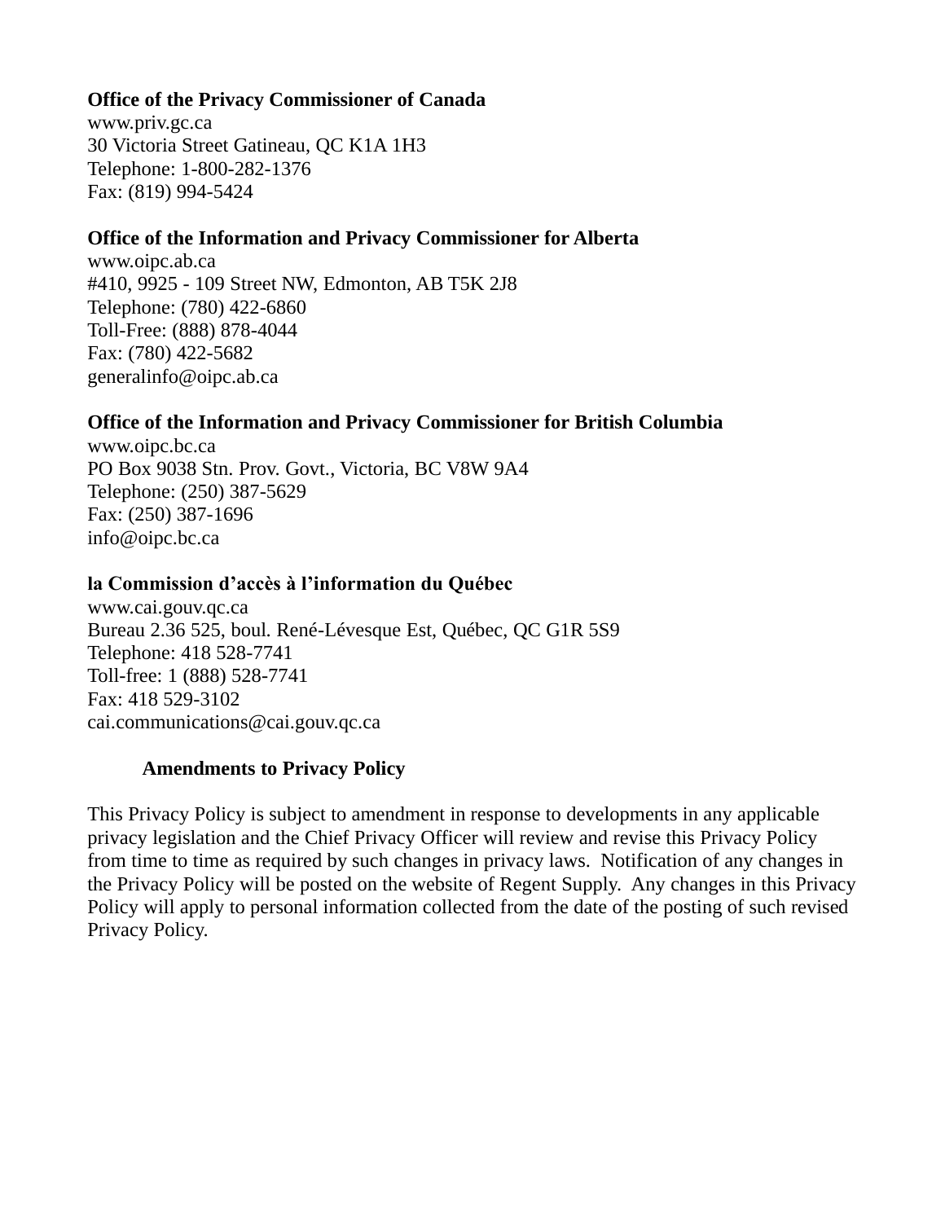**Office of the Privacy Commissioner of Canada**
www.priv.gc.ca
30 Victoria Street Gatineau, QC K1A 1H3
Telephone: 1-800-282-1376
Fax: (819) 994-5424

**Office of the Information and Privacy Commissioner for Alberta**
www.oipc.ab.ca
#410, 9925 - 109 Street NW, Edmonton, AB T5K 2J8
Telephone: (780) 422-6860
Toll-Free: (888) 878-4044
Fax: (780) 422-5682
generalinfo@oipc.ab.ca

**Office of the Information and Privacy Commissioner for British Columbia**
www.oipc.bc.ca
PO Box 9038 Stn. Prov. Govt., Victoria, BC V8W 9A4
Telephone: (250) 387-5629
Fax: (250) 387-1696
info@oipc.bc.ca

**la Commission d'accès à l'information du Québec**
www.cai.gouv.qc.ca
Bureau 2.36 525, boul. René-Lévesque Est, Québec, QC G1R 5S9
Telephone: 418 528-7741
Toll-free: 1 (888) 528-7741
Fax: 418 529-3102
cai.communications@cai.gouv.qc.ca

## Amendments to Privacy Policy

This Privacy Policy is subject to amendment in response to developments in any applicable privacy legislation and the Chief Privacy Officer will review and revise this Privacy Policy from time to time as required by such changes in privacy laws. Notification of any changes in the Privacy Policy will be posted on the website of Regent Supply. Any changes in this Privacy Policy will apply to personal information collected from the date of the posting of such revised Privacy Policy.